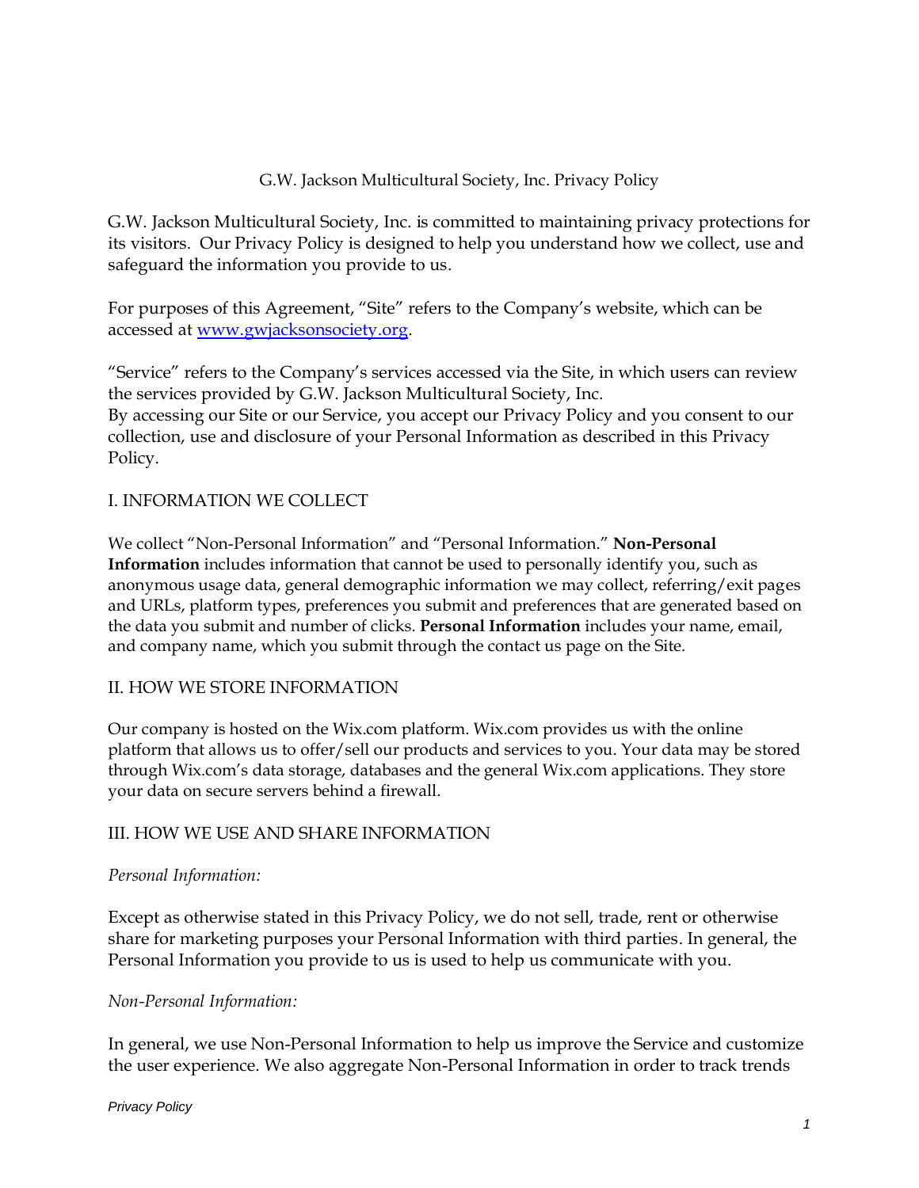# G.W. Jackson Multicultural Society, Inc. Privacy Policy

G.W. Jackson Multicultural Society, Inc. is committed to maintaining privacy protections for its visitors. Our Privacy Policy is designed to help you understand how we collect, use and safeguard the information you provide to us.

For purposes of this Agreement, "Site" refers to the Company's website, which can be accessed at [www.gwjacksonsociety.org](http://www.gwjacksonsociety.org).

"Service" refers to the Company's services accessed via the Site, in which users can review the services provided by G.W. Jackson Multicultural Society, Inc.
By accessing our Site or our Service, you accept our Privacy Policy and you consent to our collection, use and disclosure of your Personal Information as described in this Privacy Policy.

## I. INFORMATION WE COLLECT

We collect "Non-Personal Information" and "Personal Information." **Non-Personal Information** includes information that cannot be used to personally identify you, such as anonymous usage data, general demographic information we may collect, referring/exit pages and URLs, platform types, preferences you submit and preferences that are generated based on the data you submit and number of clicks. **Personal Information** includes your name, email, and company name, which you submit through the contact us page on the Site.

## II. HOW WE STORE INFORMATION

Our company is hosted on the Wix.com platform. Wix.com provides us with the online platform that allows us to offer/sell our products and services to you. Your data may be stored through Wix.com's data storage, databases and the general Wix.com applications. They store your data on secure servers behind a firewall.

## III. HOW WE USE AND SHARE INFORMATION

*Personal Information:*

Except as otherwise stated in this Privacy Policy, we do not sell, trade, rent or otherwise share for marketing purposes your Personal Information with third parties. In general, the Personal Information you provide to us is used to help us communicate with you.

*Non-Personal Information:*

In general, we use Non-Personal Information to help us improve the Service and customize the user experience. We also aggregate Non-Personal Information in order to track trends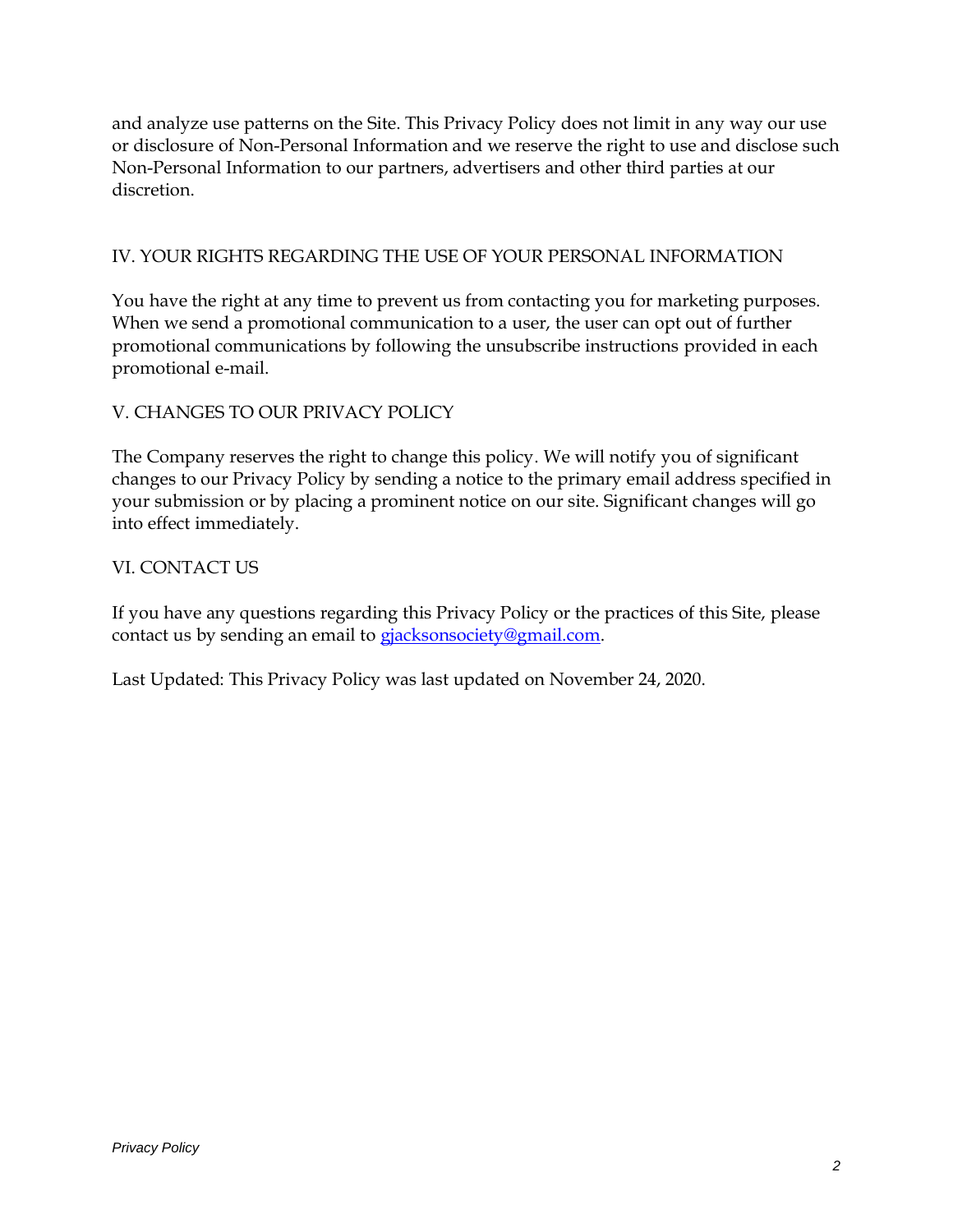and analyze use patterns on the Site. This Privacy Policy does not limit in any way our use or disclosure of Non-Personal Information and we reserve the right to use and disclose such Non-Personal Information to our partners, advertisers and other third parties at our discretion.

## IV. YOUR RIGHTS REGARDING THE USE OF YOUR PERSONAL INFORMATION

You have the right at any time to prevent us from contacting you for marketing purposes. When we send a promotional communication to a user, the user can opt out of further promotional communications by following the unsubscribe instructions provided in each promotional e-mail.

## V. CHANGES TO OUR PRIVACY POLICY

The Company reserves the right to change this policy. We will notify you of significant changes to our Privacy Policy by sending a notice to the primary email address specified in your submission or by placing a prominent notice on our site. Significant changes will go into effect immediately.

## VI. CONTACT US

If you have any questions regarding this Privacy Policy or the practices of this Site, please contact us by sending an email to gjacksonsociety@gmail.com.

Last Updated: This Privacy Policy was last updated on November 24, 2020.